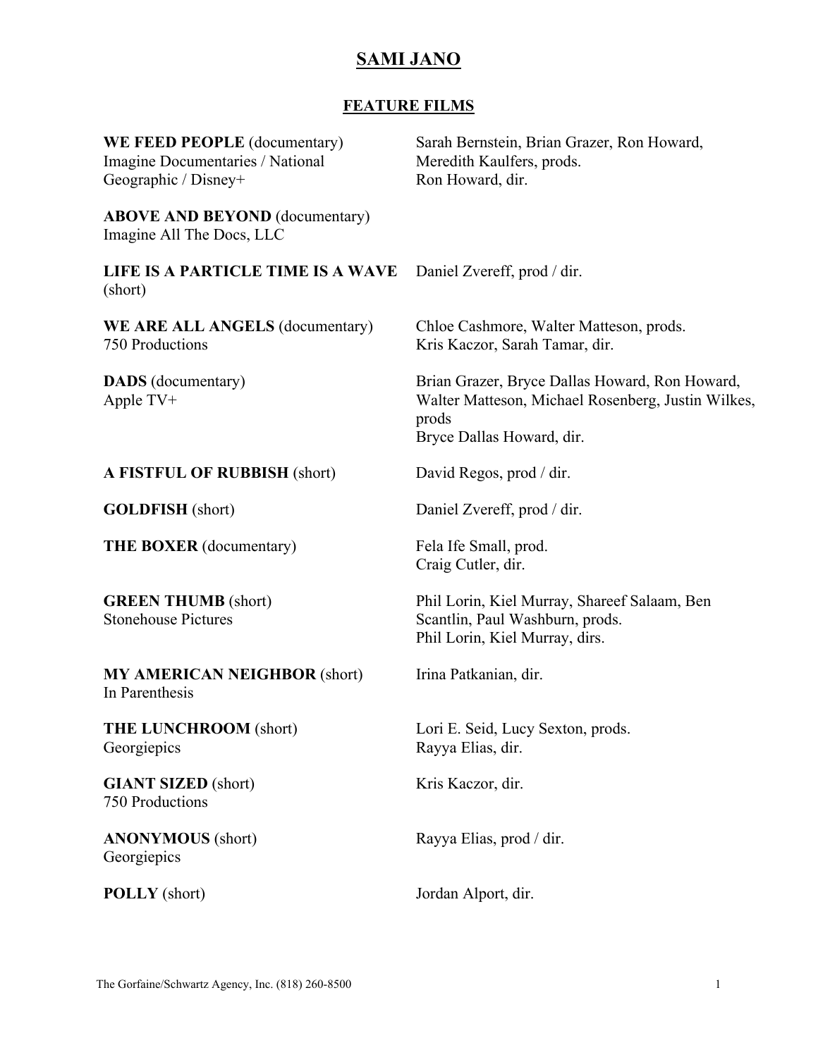# SAMI JANO

## FEATURE FILMS

| | |
|---|---|
| **WE FEED PEOPLE** (documentary)<br>Imagine Documentaries / National Geographic / Disney+ | Sarah Bernstein, Brian Grazer, Ron Howard, Meredith Kaulfers, prods.<br>Ron Howard, dir. |
| **ABOVE AND BEYOND** (documentary)<br>Imagine All The Docs, LLC | |
| **LIFE IS A PARTICLE TIME IS A WAVE** (short) | Daniel Zvereff, prod / dir. |
| **WE ARE ALL ANGELS** (documentary)<br>750 Productions | Chloe Cashmore, Walter Matteson, prods.<br>Kris Kaczor, Sarah Tamar, dir. |
| **DADS** (documentary)<br>Apple TV+ | Brian Grazer, Bryce Dallas Howard, Ron Howard, Walter Matteson, Michael Rosenberg, Justin Wilkes, prods<br>Bryce Dallas Howard, dir. |
| **A FISTFUL OF RUBBISH** (short) | David Regos, prod / dir. |
| **GOLDFISH** (short) | Daniel Zvereff, prod / dir. |
| **THE BOXER** (documentary) | Fela Ife Small, prod.<br>Craig Cutler, dir. |
| **GREEN THUMB** (short)<br>Stonehouse Pictures | Phil Lorin, Kiel Murray, Shareef Salaam, Ben Scantlin, Paul Washburn, prods.<br>Phil Lorin, Kiel Murray, dirs. |
| **MY AMERICAN NEIGHBOR** (short)<br>In Parenthesis | Irina Patkanian, dir. |
| **THE LUNCHROOM** (short)<br>Georgiepics | Lori E. Seid, Lucy Sexton, prods.<br>Rayya Elias, dir. |
| **GIANT SIZED** (short)<br>750 Productions | Kris Kaczor, dir. |
| **ANONYMOUS** (short)<br>Georgiepics | Rayya Elias, prod / dir. |
| **POLLY** (short) | Jordan Alport, dir. |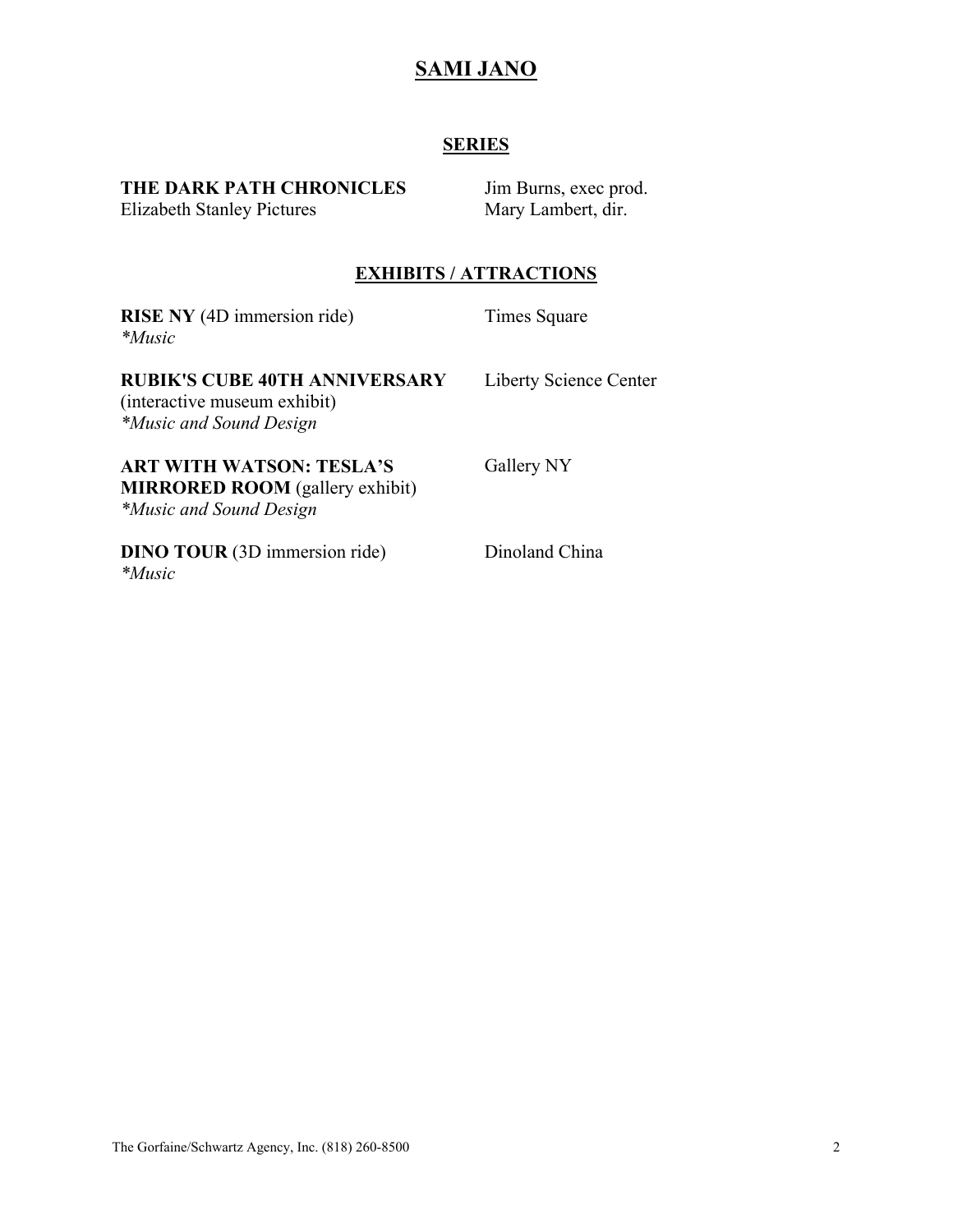# SAMI JANO

## SERIES

| | |
|---|---|
| **THE DARK PATH CHRONICLES**<br>Elizabeth Stanley Pictures | Jim Burns, exec prod.<br>Mary Lambert, dir. |

## EXHIBITS / ATTRACTIONS

| | |
|---|---|
| **RISE NY** (4D immersion ride)<br>*\*Music* | Times Square |
| **RUBIK'S CUBE 40TH ANNIVERSARY** (interactive museum exhibit)<br>*\*Music and Sound Design* | Liberty Science Center |
| **ART WITH WATSON: TESLA'S MIRRORED ROOM** (gallery exhibit)<br>*\*Music and Sound Design* | Gallery NY |
| **DINO TOUR** (3D immersion ride)<br>*\*Music* | Dinoland China |

The Gorfaine/Schwartz Agency, Inc. (818) 260-8500